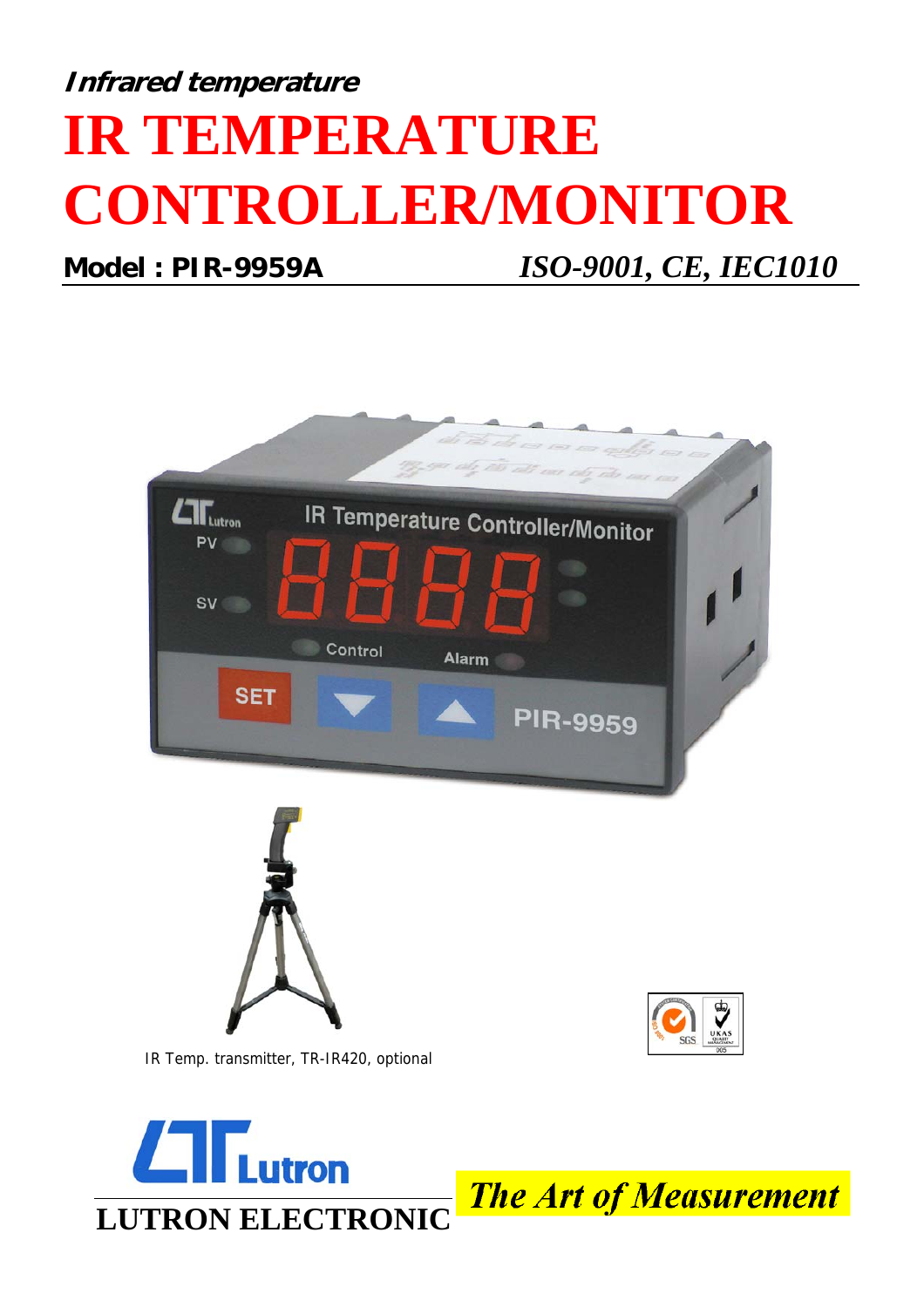***Infrared temperature***

# IR TEMPERATURE CONTROLLER/MONITOR

**Model : PIR-9959A** *ISO-9001, CE, IEC1010*

IR Temp. transmitter, TR-IR420, optional

**LUTRON ELECTRONIC**

***The Art of Measurement***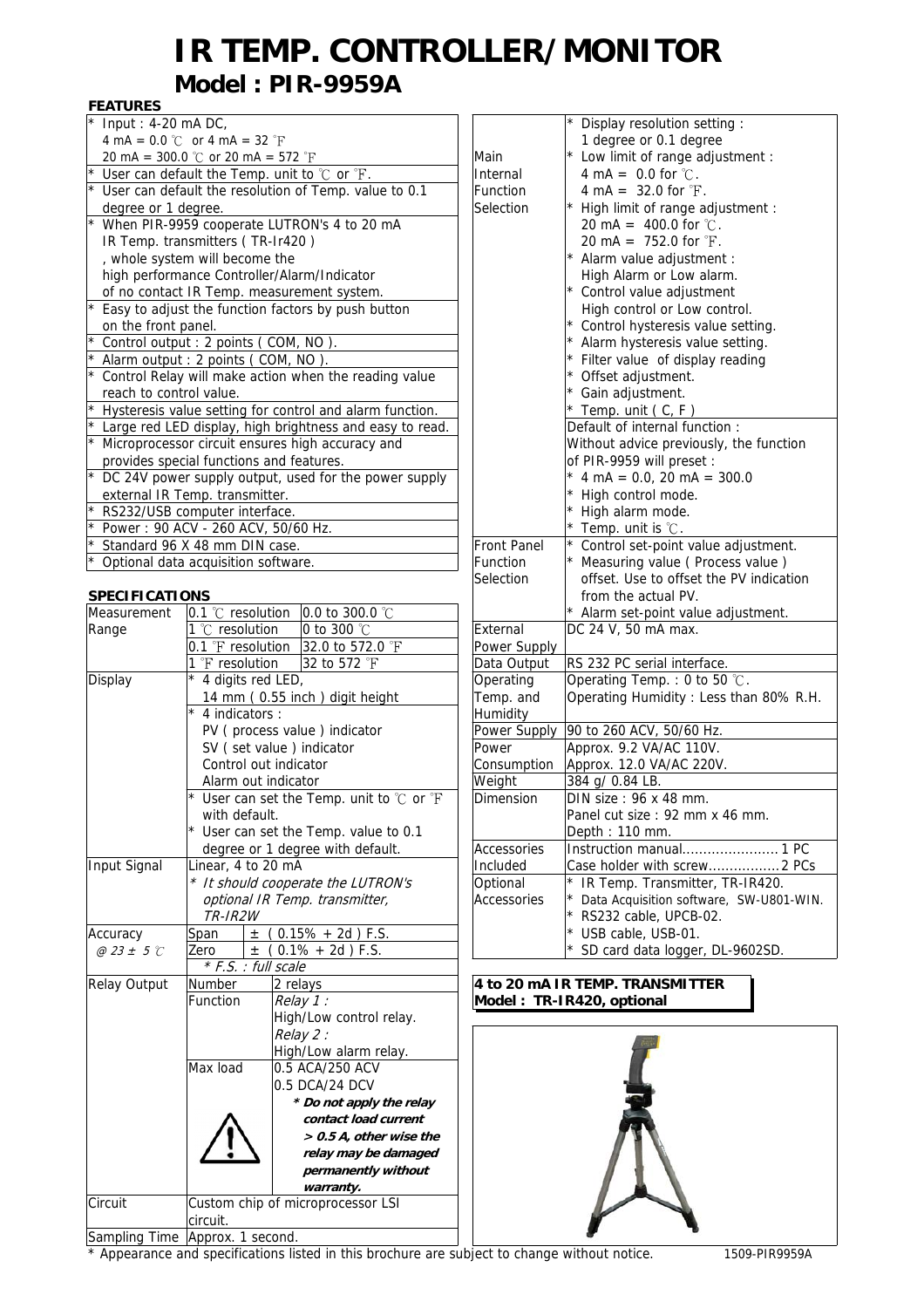# IR TEMP. CONTROLLER/MONITOR

## Model : PIR-9959A

### FEATURES

| |
|---|
| * Input : 4-20 mA DC, 4 mA = 0.0 ℃ or 4 mA = 32 ℉ 20 mA = 300.0 ℃ or 20 mA = 572 ℉ |
| * User can default the Temp. unit to ℃ or ℉. |
| * User can default the resolution of Temp. value to 0.1 degree or 1 degree. |
| * When PIR-9959 cooperate LUTRON's 4 to 20 mA IR Temp. transmitters ( TR-Ir420 ) , whole system will become the high performance Controller/Alarm/Indicator of no contact IR Temp. measurement system. |
| * Easy to adjust the function factors by push button on the front panel. |
| * Control output : 2 points ( COM, NO ). |
| * Alarm output : 2 points ( COM, NO ). |
| * Control Relay will make action when the reading value reach to control value. |
| * Hysteresis value setting for control and alarm function. |
| * Large red LED display, high brightness and easy to read. |
| * Microprocessor circuit ensures high accuracy and provides special functions and features. |
| * DC 24V power supply output, used for the power supply external IR Temp. transmitter. |
| * RS232/USB computer interface. |
| * Power : 90 ACV - 260 ACV, 50/60 Hz. |
| * Standard 96 X 48 mm DIN case. |
| * Optional data acquisition software. |

### SPECIFICATIONS

| | | | |
|---|---|---|---|
| Measurement Range | 0.1 ℃ resolution | | 0.0 to 300.0 ℃ |
| | 1 ℃ resolution | | 0 to 300 ℃ |
| | 0.1 ℉ resolution | | 32.0 to 572.0 ℉ |
| | 1 ℉ resolution | | 32 to 572 ℉ |
| Display | * 4 digits red LED, 14 mm ( 0.55 inch ) digit height<br>* 4 indicators : PV ( process value ) indicator SV ( set value ) indicator Control out indicator Alarm out indicator<br>* User can set the Temp. unit to ℃ or ℉ with default.<br>* User can set the Temp. value to 0.1 degree or 1 degree with default. | | |
| Input Signal | Linear, 4 to 20 mA<br>*\* It should cooperate the LUTRON's optional IR Temp. transmitter, TR-IR2W* | | |
| Accuracy *@ 23 ± 5 ℃* | Span | ± ( 0.15% + 2d ) F.S. | |
| | Zero | ± ( 0.1% + 2d ) F.S. | |
| | *\* F.S. : full scale* | | |
| Relay Output | Number | 2 relays | |
| | Function | *Relay 1 :* High/Low control relay.<br>*Relay 2 :* High/Low alarm relay. | |
| | Max load | 0.5 ACA/250 ACV<br>0.5 DCA/24 DCV<br>***\* Do not apply the relay contact load current > 0.5 A, other wise the relay may be damaged permanently without warranty.*** | |
| Circuit | Custom chip of microprocessor LSI circuit. | | |
| Sampling Time | Approx. 1 second. | | |

| | |
|---|---|
| Main Internal Function Selection | * Display resolution setting : 1 degree or 0.1 degree<br>* Low limit of range adjustment : 4 mA = 0.0 for ℃. 4 mA = 32.0 for ℉.<br>* High limit of range adjustment : 20 mA = 400.0 for ℃. 20 mA = 752.0 for ℉.<br>* Alarm value adjustment : High Alarm or Low alarm.<br>* Control value adjustment High control or Low control.<br>* Control hysteresis value setting.<br>* Alarm hysteresis value setting.<br>* Filter value of display reading<br>* Offset adjustment.<br>* Gain adjustment.<br>* Temp. unit ( C, F ) |
| | Default of internal function : Without advice previously, the function of PIR-9959 will preset :<br>* 4 mA = 0.0, 20 mA = 300.0<br>* High control mode.<br>* High alarm mode.<br>* Temp. unit is ℃. |
| Front Panel Function Selection | * Control set-point value adjustment.<br>* Measuring value ( Process value ) offset. Use to offset the PV indication from the actual PV.<br>* Alarm set-point value adjustment. |
| External Power Supply | DC 24 V, 50 mA max. |
| Data Output | RS 232 PC serial interface. |
| Operating Temp. and Humidity | Operating Temp. : 0 to 50 ℃.<br>Operating Humidity : Less than 80% R.H. |
| Power Supply | 90 to 260 ACV, 50/60 Hz. |
| Power Consumption | Approx. 9.2 VA/AC 110V.<br>Approx. 12.0 VA/AC 220V. |
| Weight | 384 g/ 0.84 LB. |
| Dimension | DIN size : 96 x 48 mm.<br>Panel cut size : 92 mm x 46 mm.<br>Depth : 110 mm. |
| Accessories Included | Instruction manual...................... 1 PC<br>Case holder with screw.................2 PCs |
| Optional Accessories | * IR Temp. Transmitter, TR-IR420.<br>* Data Acquisition software, SW-U801-WIN.<br>* RS232 cable, UPCB-02.<br>* USB cable, USB-01.<br>* SD card data logger, DL-9602SD. |

### 4 to 20 mA IR TEMP. TRANSMITTER
### Model : TR-IR420, optional

* Appearance and specifications listed in this brochure are subject to change without notice.

1509-PIR9959A